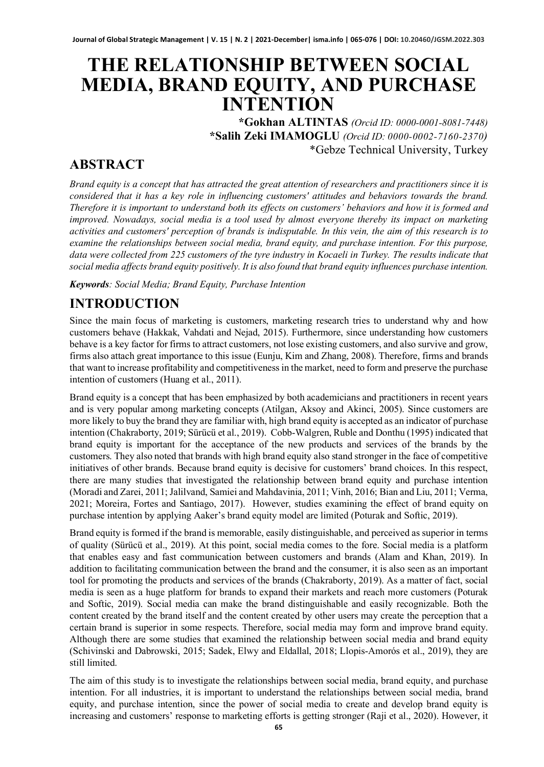# THE RELATIONSHIP BETWEEN SOCIAL MEDIA, BRAND EQUITY, AND PURCHASE INTENTION

**\*Gokhan ALTINTAS** *(Orcid ID: 0000-0001-8081-7448)*
**\*Salih Zeki IMAMOGLU** *(Orcid ID: 0000-0002-7160-2370)*
\*Gebze Technical University, Turkey

## ABSTRACT

*Brand equity is a concept that has attracted the great attention of researchers and practitioners since it is considered that it has a key role in influencing customers' attitudes and behaviors towards the brand. Therefore it is important to understand both its effects on customers' behaviors and how it is formed and improved. Nowadays, social media is a tool used by almost everyone thereby its impact on marketing activities and customers' perception of brands is indisputable. In this vein, the aim of this research is to examine the relationships between social media, brand equity, and purchase intention. For this purpose, data were collected from 225 customers of the tyre industry in Kocaeli in Turkey. The results indicate that social media affects brand equity positively. It is also found that brand equity influences purchase intention.*

***Keywords**: Social Media; Brand Equity, Purchase Intention*

## INTRODUCTION

Since the main focus of marketing is customers, marketing research tries to understand why and how customers behave (Hakkak, Vahdati and Nejad, 2015). Furthermore, since understanding how customers behave is a key factor for firms to attract customers, not lose existing customers, and also survive and grow, firms also attach great importance to this issue (Eunju, Kim and Zhang, 2008). Therefore, firms and brands that want to increase profitability and competitiveness in the market, need to form and preserve the purchase intention of customers (Huang et al., 2011).

Brand equity is a concept that has been emphasized by both academicians and practitioners in recent years and is very popular among marketing concepts (Atilgan, Aksoy and Akinci, 2005). Since customers are more likely to buy the brand they are familiar with, high brand equity is accepted as an indicator of purchase intention (Chakraborty, 2019; Sürücü et al., 2019). Cobb-Walgren, Ruble and Donthu (1995) indicated that brand equity is important for the acceptance of the new products and services of the brands by the customers. They also noted that brands with high brand equity also stand stronger in the face of competitive initiatives of other brands. Because brand equity is decisive for customers' brand choices. In this respect, there are many studies that investigated the relationship between brand equity and purchase intention (Moradi and Zarei, 2011; Jalilvand, Samiei and Mahdavinia, 2011; Vinh, 2016; Bian and Liu, 2011; Verma, 2021; Moreira, Fortes and Santiago, 2017). However, studies examining the effect of brand equity on purchase intention by applying Aaker's brand equity model are limited (Poturak and Softic, 2019).

Brand equity is formed if the brand is memorable, easily distinguishable, and perceived as superior in terms of quality (Sürücü et al., 2019). At this point, social media comes to the fore. Social media is a platform that enables easy and fast communication between customers and brands (Alam and Khan, 2019). In addition to facilitating communication between the brand and the consumer, it is also seen as an important tool for promoting the products and services of the brands (Chakraborty, 2019). As a matter of fact, social media is seen as a huge platform for brands to expand their markets and reach more customers (Poturak and Softic, 2019). Social media can make the brand distinguishable and easily recognizable. Both the content created by the brand itself and the content created by other users may create the perception that a certain brand is superior in some respects. Therefore, social media may form and improve brand equity. Although there are some studies that examined the relationship between social media and brand equity (Schivinski and Dabrowski, 2015; Sadek, Elwy and Eldallal, 2018; Llopis-Amorós et al., 2019), they are still limited.

The aim of this study is to investigate the relationships between social media, brand equity, and purchase intention. For all industries, it is important to understand the relationships between social media, brand equity, and purchase intention, since the power of social media to create and develop brand equity is increasing and customers' response to marketing efforts is getting stronger (Raji et al., 2020). However, it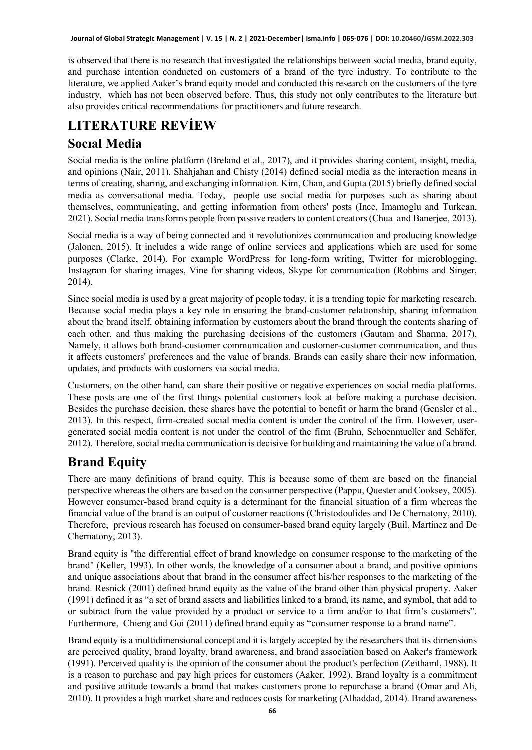is observed that there is no research that investigated the relationships between social media, brand equity, and purchase intention conducted on customers of a brand of the tyre industry. To contribute to the literature, we applied Aaker's brand equity model and conducted this research on the customers of the tyre industry, which has not been observed before. Thus, this study not only contributes to the literature but also provides critical recommendations for practitioners and future research.

# LITERATURE REVİEW

## Socıal Media

Social media is the online platform (Breland et al., 2017), and it provides sharing content, insight, media, and opinions (Nair, 2011). Shahjahan and Chisty (2014) defined social media as the interaction means in terms of creating, sharing, and exchanging information. Kim, Chan, and Gupta (2015) briefly defined social media as conversational media. Today, people use social media for purposes such as sharing about themselves, communicating, and getting information from others' posts (Ince, Imamoglu and Turkcan, 2021). Social media transforms people from passive readers to content creators (Chua and Banerjee, 2013).

Social media is a way of being connected and it revolutionizes communication and producing knowledge (Jalonen, 2015). It includes a wide range of online services and applications which are used for some purposes (Clarke, 2014). For example WordPress for long-form writing, Twitter for microblogging, Instagram for sharing images, Vine for sharing videos, Skype for communication (Robbins and Singer, 2014).

Since social media is used by a great majority of people today, it is a trending topic for marketing research. Because social media plays a key role in ensuring the brand-customer relationship, sharing information about the brand itself, obtaining information by customers about the brand through the contents sharing of each other, and thus making the purchasing decisions of the customers (Gautam and Sharma, 2017). Namely, it allows both brand-customer communication and customer-customer communication, and thus it affects customers' preferences and the value of brands. Brands can easily share their new information, updates, and products with customers via social media.

Customers, on the other hand, can share their positive or negative experiences on social media platforms. These posts are one of the first things potential customers look at before making a purchase decision. Besides the purchase decision, these shares have the potential to benefit or harm the brand (Gensler et al., 2013). In this respect, firm-created social media content is under the control of the firm. However, user-generated social media content is not under the control of the firm (Bruhn, Schoenmueller and Schäfer, 2012). Therefore, social media communication is decisive for building and maintaining the value of a brand.

## Brand Equity

There are many definitions of brand equity. This is because some of them are based on the financial perspective whereas the others are based on the consumer perspective (Pappu, Quester and Cooksey, 2005). However consumer-based brand equity is a determinant for the financial situation of a firm whereas the financial value of the brand is an output of customer reactions (Christodoulides and De Chernatony, 2010). Therefore, previous research has focused on consumer-based brand equity largely (Buil, Martínez and De Chernatony, 2013).

Brand equity is "the differential effect of brand knowledge on consumer response to the marketing of the brand" (Keller, 1993). In other words, the knowledge of a consumer about a brand, and positive opinions and unique associations about that brand in the consumer affect his/her responses to the marketing of the brand. Resnick (2001) defined brand equity as the value of the brand other than physical property. Aaker (1991) defined it as "a set of brand assets and liabilities linked to a brand, its name, and symbol, that add to or subtract from the value provided by a product or service to a firm and/or to that firm's customers". Furthermore, Chieng and Goi (2011) defined brand equity as "consumer response to a brand name".

Brand equity is a multidimensional concept and it is largely accepted by the researchers that its dimensions are perceived quality, brand loyalty, brand awareness, and brand association based on Aaker's framework (1991). Perceived quality is the opinion of the consumer about the product's perfection (Zeithaml, 1988). It is a reason to purchase and pay high prices for customers (Aaker, 1992). Brand loyalty is a commitment and positive attitude towards a brand that makes customers prone to repurchase a brand (Omar and Ali, 2010). It provides a high market share and reduces costs for marketing (Alhaddad, 2014). Brand awareness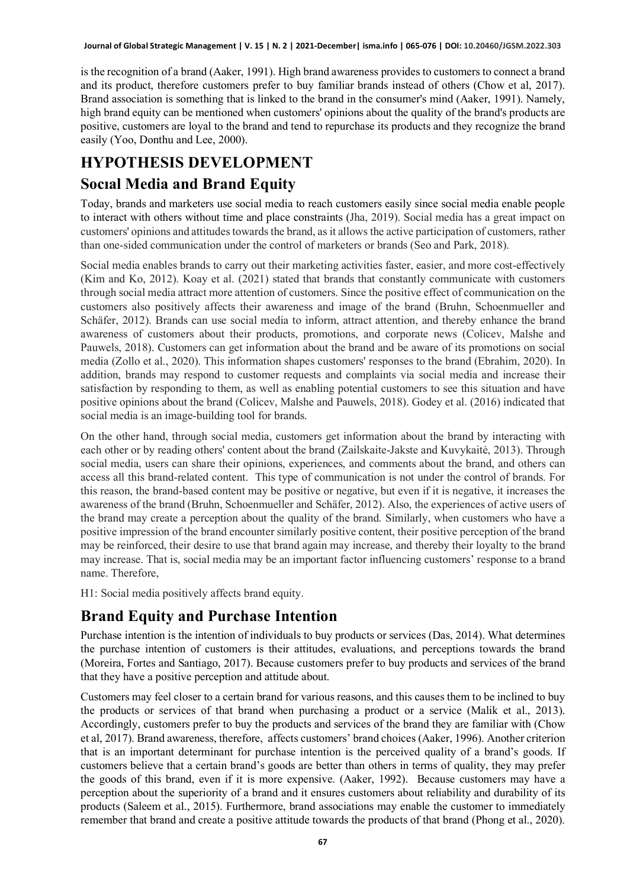is the recognition of a brand (Aaker, 1991). High brand awareness provides to customers to connect a brand and its product, therefore customers prefer to buy familiar brands instead of others (Chow et al, 2017). Brand association is something that is linked to the brand in the consumer's mind (Aaker, 1991). Namely, high brand equity can be mentioned when customers' opinions about the quality of the brand's products are positive, customers are loyal to the brand and tend to repurchase its products and they recognize the brand easily (Yoo, Donthu and Lee, 2000).

# HYPOTHESIS DEVELOPMENT

## Socıal Media and Brand Equity

Today, brands and marketers use social media to reach customers easily since social media enable people to interact with others without time and place constraints (Jha, 2019). Social media has a great impact on customers' opinions and attitudes towards the brand, as it allows the active participation of customers, rather than one-sided communication under the control of marketers or brands (Seo and Park, 2018).

Social media enables brands to carry out their marketing activities faster, easier, and more cost-effectively (Kim and Ko, 2012). Koay et al. (2021) stated that brands that constantly communicate with customers through social media attract more attention of customers. Since the positive effect of communication on the customers also positively affects their awareness and image of the brand (Bruhn, Schoenmueller and Schäfer, 2012). Brands can use social media to inform, attract attention, and thereby enhance the brand awareness of customers about their products, promotions, and corporate news (Colicev, Malshe and Pauwels, 2018). Customers can get information about the brand and be aware of its promotions on social media (Zollo et al., 2020). This information shapes customers' responses to the brand (Ebrahim, 2020). In addition, brands may respond to customer requests and complaints via social media and increase their satisfaction by responding to them, as well as enabling potential customers to see this situation and have positive opinions about the brand (Colicev, Malshe and Pauwels, 2018). Godey et al. (2016) indicated that social media is an image-building tool for brands.

On the other hand, through social media, customers get information about the brand by interacting with each other or by reading others' content about the brand (Zailskaite-Jakste and Kuvykaitė, 2013). Through social media, users can share their opinions, experiences, and comments about the brand, and others can access all this brand-related content. This type of communication is not under the control of brands. For this reason, the brand-based content may be positive or negative, but even if it is negative, it increases the awareness of the brand (Bruhn, Schoenmueller and Schäfer, 2012). Also, the experiences of active users of the brand may create a perception about the quality of the brand. Similarly, when customers who have a positive impression of the brand encounter similarly positive content, their positive perception of the brand may be reinforced, their desire to use that brand again may increase, and thereby their loyalty to the brand may increase. That is, social media may be an important factor influencing customers' response to a brand name. Therefore,

H1: Social media positively affects brand equity.

## Brand Equity and Purchase Intention

Purchase intention is the intention of individuals to buy products or services (Das, 2014). What determines the purchase intention of customers is their attitudes, evaluations, and perceptions towards the brand (Moreira, Fortes and Santiago, 2017). Because customers prefer to buy products and services of the brand that they have a positive perception and attitude about.

Customers may feel closer to a certain brand for various reasons, and this causes them to be inclined to buy the products or services of that brand when purchasing a product or a service (Malik et al., 2013). Accordingly, customers prefer to buy the products and services of the brand they are familiar with (Chow et al, 2017). Brand awareness, therefore, affects customers' brand choices (Aaker, 1996). Another criterion that is an important determinant for purchase intention is the perceived quality of a brand's goods. If customers believe that a certain brand's goods are better than others in terms of quality, they may prefer the goods of this brand, even if it is more expensive. (Aaker, 1992). Because customers may have a perception about the superiority of a brand and it ensures customers about reliability and durability of its products (Saleem et al., 2015). Furthermore, brand associations may enable the customer to immediately remember that brand and create a positive attitude towards the products of that brand (Phong et al., 2020).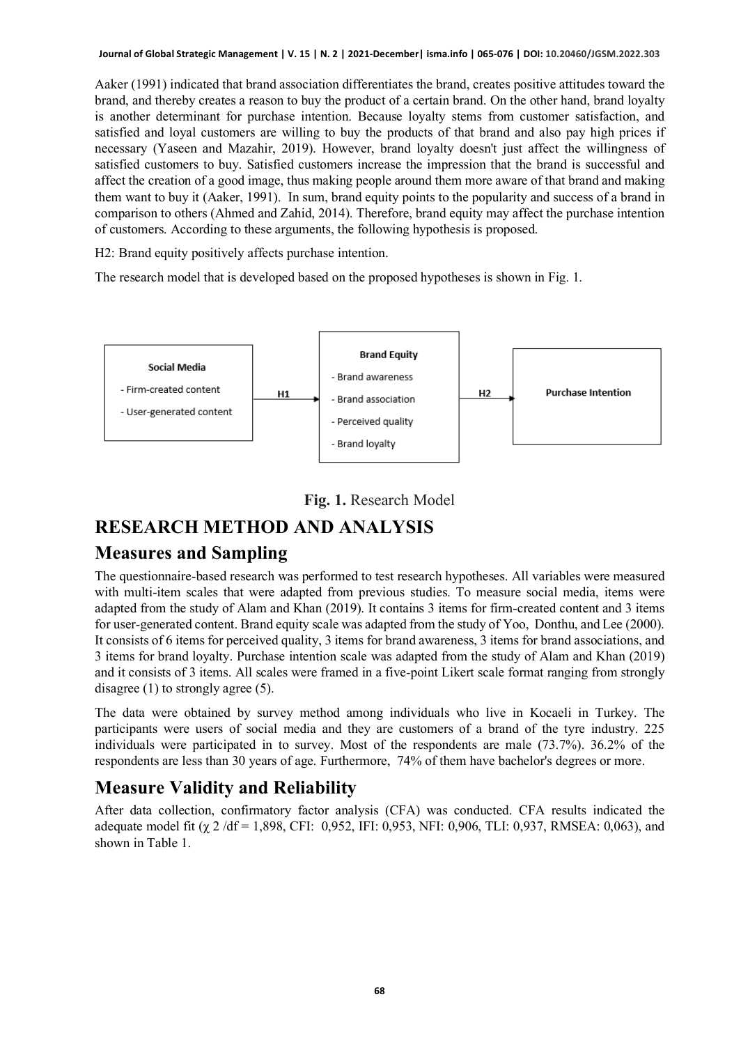Aaker (1991) indicated that brand association differentiates the brand, creates positive attitudes toward the brand, and thereby creates a reason to buy the product of a certain brand. On the other hand, brand loyalty is another determinant for purchase intention. Because loyalty stems from customer satisfaction, and satisfied and loyal customers are willing to buy the products of that brand and also pay high prices if necessary (Yaseen and Mazahir, 2019). However, brand loyalty doesn't just affect the willingness of satisfied customers to buy. Satisfied customers increase the impression that the brand is successful and affect the creation of a good image, thus making people around them more aware of that brand and making them want to buy it (Aaker, 1991). In sum, brand equity points to the popularity and success of a brand in comparison to others (Ahmed and Zahid, 2014). Therefore, brand equity may affect the purchase intention of customers. According to these arguments, the following hypothesis is proposed.

H2: Brand equity positively affects purchase intention.

The research model that is developed based on the proposed hypotheses is shown in Fig. 1.

**Social Media**
- Firm-created content
- User-generated content

→ H1 →

**Brand Equity**
- Brand awareness
- Brand association
- Perceived quality
- Brand loyalty

→ H2 →

**Purchase Intention**

**Fig. 1.** Research Model

# RESEARCH METHOD AND ANALYSIS

## Measures and Sampling

The questionnaire-based research was performed to test research hypotheses. All variables were measured with multi-item scales that were adapted from previous studies. To measure social media, items were adapted from the study of Alam and Khan (2019). It contains 3 items for firm-created content and 3 items for user-generated content. Brand equity scale was adapted from the study of Yoo, Donthu, and Lee (2000). It consists of 6 items for perceived quality, 3 items for brand awareness, 3 items for brand associations, and 3 items for brand loyalty. Purchase intention scale was adapted from the study of Alam and Khan (2019) and it consists of 3 items. All scales were framed in a five-point Likert scale format ranging from strongly disagree (1) to strongly agree (5).

The data were obtained by survey method among individuals who live in Kocaeli in Turkey. The participants were users of social media and they are customers of a brand of the tyre industry. 225 individuals were participated in to survey. Most of the respondents are male (73.7%). 36.2% of the respondents are less than 30 years of age. Furthermore, 74% of them have bachelor's degrees or more.

## Measure Validity and Reliability

After data collection, confirmatory factor analysis (CFA) was conducted. CFA results indicated the adequate model fit ($\chi^2/df$ = 1,898, CFI: 0,952, IFI: 0,953, NFI: 0,906, TLI: 0,937, RMSEA: 0,063), and shown in Table 1.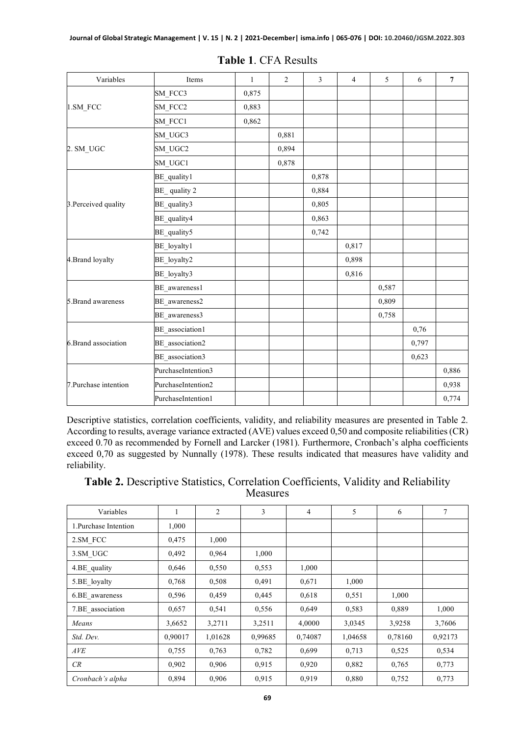**Table 1**. CFA Results

| Variables | Items | 1 | 2 | 3 | 4 | 5 | 6 | 7 |
|---|---|---|---|---|---|---|---|---|
| 1.SM_FCC | SM_FCC3 | 0,875 | | | | | | |
| | SM_FCC2 | 0,883 | | | | | | |
| | SM_FCC1 | 0,862 | | | | | | |
| 2. SM_UGC | SM_UGC3 | | 0,881 | | | | | |
| | SM_UGC2 | | 0,894 | | | | | |
| | SM_UGC1 | | 0,878 | | | | | |
| 3.Perceived quality | BE_quality1 | | | 0,878 | | | | |
| | BE_ quality 2 | | | 0,884 | | | | |
| | BE_quality3 | | | 0,805 | | | | |
| | BE_quality4 | | | 0,863 | | | | |
| | BE_quality5 | | | 0,742 | | | | |
| 4.Brand loyalty | BE_loyalty1 | | | | 0,817 | | | |
| | BE_loyalty2 | | | | 0,898 | | | |
| | BE_loyalty3 | | | | 0,816 | | | |
| 5.Brand awareness | BE_awareness1 | | | | | 0,587 | | |
| | BE_awareness2 | | | | | 0,809 | | |
| | BE_awareness3 | | | | | 0,758 | | |
| 6.Brand association | BE_association1 | | | | | | 0,76 | |
| | BE_association2 | | | | | | 0,797 | |
| | BE_association3 | | | | | | 0,623 | |
| 7.Purchase intention | PurchaseIntention3 | | | | | | | 0,886 |
| | PurchaseIntention2 | | | | | | | 0,938 |
| | PurchaseIntention1 | | | | | | | 0,774 |

Descriptive statistics, correlation coefficients, validity, and reliability measures are presented in Table 2. According to results, average variance extracted (AVE) values exceed 0,50 and composite reliabilities (CR) exceed 0.70 as recommended by Fornell and Larcker (1981). Furthermore, Cronbach's alpha coefficients exceed 0,70 as suggested by Nunnally (1978). These results indicated that measures have validity and reliability.

**Table 2.** Descriptive Statistics, Correlation Coefficients, Validity and Reliability Measures

| Variables | 1 | 2 | 3 | 4 | 5 | 6 | 7 |
|---|---|---|---|---|---|---|---|
| 1.Purchase Intention | 1,000 | | | | | | |
| 2.SM_FCC | 0,475 | 1,000 | | | | | |
| 3.SM_UGC | 0,492 | 0,964 | 1,000 | | | | |
| 4.BE_quality | 0,646 | 0,550 | 0,553 | 1,000 | | | |
| 5.BE_loyalty | 0,768 | 0,508 | 0,491 | 0,671 | 1,000 | | |
| 6.BE_awareness | 0,596 | 0,459 | 0,445 | 0,618 | 0,551 | 1,000 | |
| 7.BE_association | 0,657 | 0,541 | 0,556 | 0,649 | 0,583 | 0,889 | 1,000 |
| *Means* | 3,6652 | 3,2711 | 3,2511 | 4,0000 | 3,0345 | 3,9258 | 3,7606 |
| *Std. Dev.* | 0,90017 | 1,01628 | 0,99685 | 0,74087 | 1,04658 | 0,78160 | 0,92173 |
| *AVE* | 0,755 | 0,763 | 0,782 | 0,699 | 0,713 | 0,525 | 0,534 |
| *CR* | 0,902 | 0,906 | 0,915 | 0,920 | 0,882 | 0,765 | 0,773 |
| *Cronbach's alpha* | 0,894 | 0,906 | 0,915 | 0,919 | 0,880 | 0,752 | 0,773 |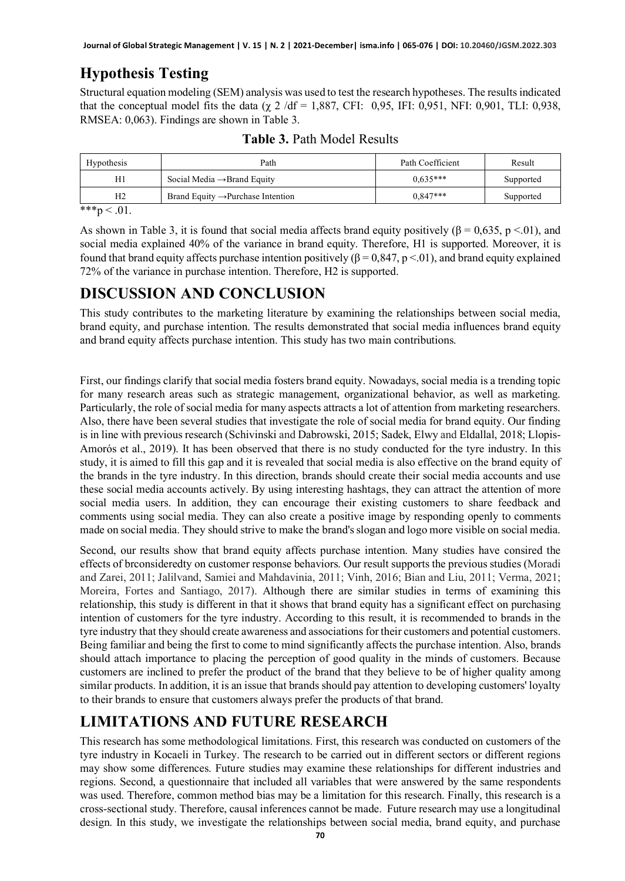## Hypothesis Testing

Structural equation modeling (SEM) analysis was used to test the research hypotheses. The results indicated that the conceptual model fits the data ($\chi$ 2 /df = 1,887, CFI: 0,95, IFI: 0,951, NFI: 0,901, TLI: 0,938, RMSEA: 0,063). Findings are shown in Table 3.

**Table 3.** Path Model Results

| Hypothesis | Path | Path Coefficient | Result |
|---|---|---|---|
| H1 | Social Media →Brand Equity | 0,635*** | Supported |
| H2 | Brand Equity →Purchase Intention | 0,847*** | Supported |

***p < .01.

As shown in Table 3, it is found that social media affects brand equity positively ($\beta$ = 0,635, p <.01), and social media explained 40% of the variance in brand equity. Therefore, H1 is supported. Moreover, it is found that brand equity affects purchase intention positively ($\beta$ = 0,847, p <.01), and brand equity explained 72% of the variance in purchase intention. Therefore, H2 is supported.

# DISCUSSION AND CONCLUSION

This study contributes to the marketing literature by examining the relationships between social media, brand equity, and purchase intention. The results demonstrated that social media influences brand equity and brand equity affects purchase intention. This study has two main contributions.

First, our findings clarify that social media fosters brand equity. Nowadays, social media is a trending topic for many research areas such as strategic management, organizational behavior, as well as marketing. Particularly, the role of social media for many aspects attracts a lot of attention from marketing researchers. Also, there have been several studies that investigate the role of social media for brand equity. Our finding is in line with previous research (Schivinski and Dabrowski, 2015; Sadek, Elwy and Eldallal, 2018; Llopis-Amorós et al., 2019). It has been observed that there is no study conducted for the tyre industry. In this study, it is aimed to fill this gap and it is revealed that social media is also effective on the brand equity of the brands in the tyre industry. In this direction, brands should create their social media accounts and use these social media accounts actively. By using interesting hashtags, they can attract the attention of more social media users. In addition, they can encourage their existing customers to share feedback and comments using social media. They can also create a positive image by responding openly to comments made on social media. They should strive to make the brand's slogan and logo more visible on social media.

Second, our results show that brand equity affects purchase intention. Many studies have consired the effects of brconsideredty on customer response behaviors. Our result supports the previous studies (Moradi and Zarei, 2011; Jalilvand, Samiei and Mahdavinia, 2011; Vinh, 2016; Bian and Liu, 2011; Verma, 2021; Moreira, Fortes and Santiago, 2017). Although there are similar studies in terms of examining this relationship, this study is different in that it shows that brand equity has a significant effect on purchasing intention of customers for the tyre industry. According to this result, it is recommended to brands in the tyre industry that they should create awareness and associations for their customers and potential customers. Being familiar and being the first to come to mind significantly affects the purchase intention. Also, brands should attach importance to placing the perception of good quality in the minds of customers. Because customers are inclined to prefer the product of the brand that they believe to be of higher quality among similar products. In addition, it is an issue that brands should pay attention to developing customers' loyalty to their brands to ensure that customers always prefer the products of that brand.

# LIMITATIONS AND FUTURE RESEARCH

This research has some methodological limitations. First, this research was conducted on customers of the tyre industry in Kocaeli in Turkey. The research to be carried out in different sectors or different regions may show some differences. Future studies may examine these relationships for different industries and regions. Second, a questionnaire that included all variables that were answered by the same respondents was used. Therefore, common method bias may be a limitation for this research. Finally, this research is a cross-sectional study. Therefore, causal inferences cannot be made. Future research may use a longitudinal design. In this study, we investigate the relationships between social media, brand equity, and purchase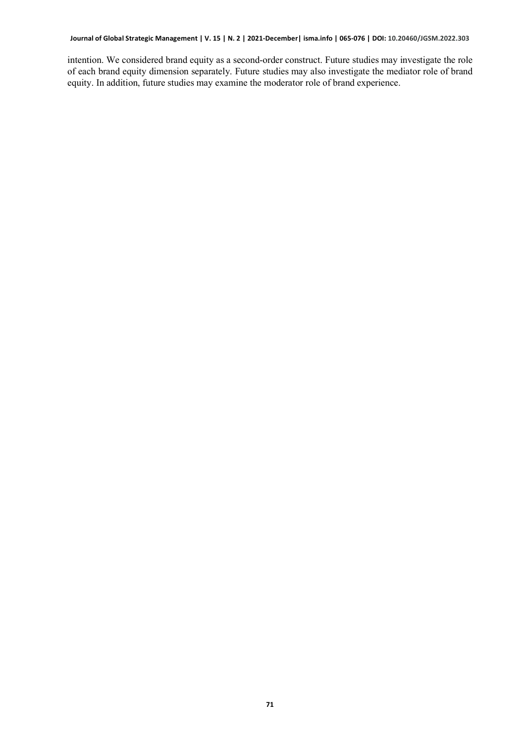intention. We considered brand equity as a second-order construct. Future studies may investigate the role of each brand equity dimension separately. Future studies may also investigate the mediator role of brand equity. In addition, future studies may examine the moderator role of brand experience.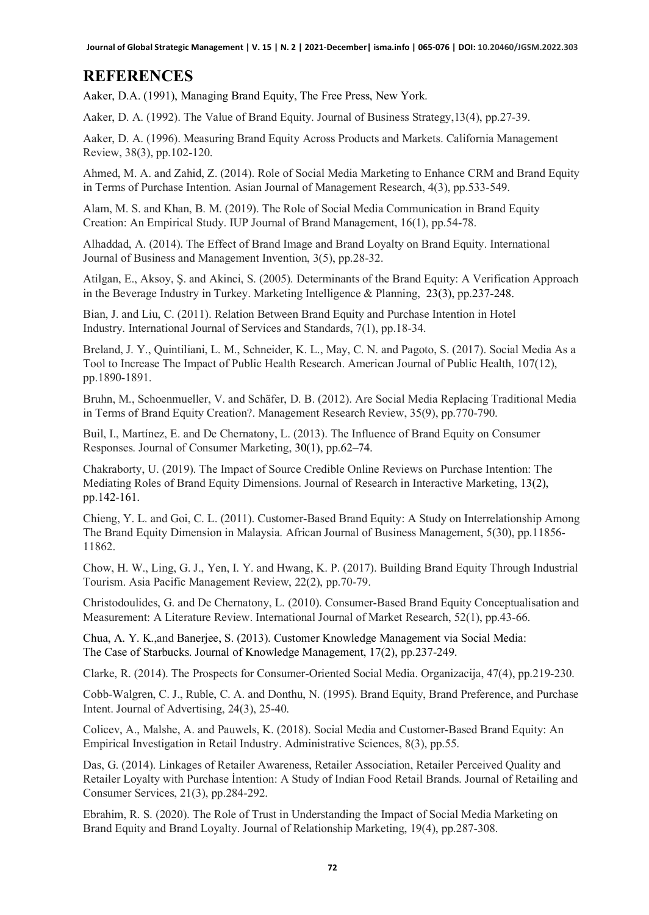## REFERENCES

Aaker, D.A. (1991), Managing Brand Equity, The Free Press, New York.

Aaker, D. A. (1992). The Value of Brand Equity. Journal of Business Strategy,13(4), pp.27-39.

Aaker, D. A. (1996). Measuring Brand Equity Across Products and Markets. California Management Review, 38(3), pp.102-120.

Ahmed, M. A. and Zahid, Z. (2014). Role of Social Media Marketing to Enhance CRM and Brand Equity in Terms of Purchase Intention. Asian Journal of Management Research, 4(3), pp.533-549.

Alam, M. S. and Khan, B. M. (2019). The Role of Social Media Communication in Brand Equity Creation: An Empirical Study. IUP Journal of Brand Management, 16(1), pp.54-78.

Alhaddad, A. (2014). The Effect of Brand Image and Brand Loyalty on Brand Equity. International Journal of Business and Management Invention, 3(5), pp.28-32.

Atilgan, E., Aksoy, Ş. and Akinci, S. (2005). Determinants of the Brand Equity: A Verification Approach in the Beverage Industry in Turkey. Marketing Intelligence & Planning, 23(3), pp.237-248.

Bian, J. and Liu, C. (2011). Relation Between Brand Equity and Purchase Intention in Hotel Industry. International Journal of Services and Standards, 7(1), pp.18-34.

Breland, J. Y., Quintiliani, L. M., Schneider, K. L., May, C. N. and Pagoto, S. (2017). Social Media As a Tool to Increase The Impact of Public Health Research. American Journal of Public Health, 107(12), pp.1890-1891.

Bruhn, M., Schoenmueller, V. and Schäfer, D. B. (2012). Are Social Media Replacing Traditional Media in Terms of Brand Equity Creation?. Management Research Review, 35(9), pp.770-790.

Buil, I., Martínez, E. and De Chernatony, L. (2013). The Influence of Brand Equity on Consumer Responses. Journal of Consumer Marketing, 30(1), pp.62–74.

Chakraborty, U. (2019). The Impact of Source Credible Online Reviews on Purchase Intention: The Mediating Roles of Brand Equity Dimensions. Journal of Research in Interactive Marketing, 13(2), pp.142-161.

Chieng, Y. L. and Goi, C. L. (2011). Customer-Based Brand Equity: A Study on Interrelationship Among The Brand Equity Dimension in Malaysia. African Journal of Business Management, 5(30), pp.11856-11862.

Chow, H. W., Ling, G. J., Yen, I. Y. and Hwang, K. P. (2017). Building Brand Equity Through Industrial Tourism. Asia Pacific Management Review, 22(2), pp.70-79.

Christodoulides, G. and De Chernatony, L. (2010). Consumer-Based Brand Equity Conceptualisation and Measurement: A Literature Review. International Journal of Market Research, 52(1), pp.43-66.

Chua, A. Y. K.,and Banerjee, S. (2013). Customer Knowledge Management via Social Media: The Case of Starbucks. Journal of Knowledge Management, 17(2), pp.237-249.

Clarke, R. (2014). The Prospects for Consumer-Oriented Social Media. Organizacija, 47(4), pp.219-230.

Cobb-Walgren, C. J., Ruble, C. A. and Donthu, N. (1995). Brand Equity, Brand Preference, and Purchase Intent. Journal of Advertising, 24(3), 25-40.

Colicev, A., Malshe, A. and Pauwels, K. (2018). Social Media and Customer-Based Brand Equity: An Empirical Investigation in Retail Industry. Administrative Sciences, 8(3), pp.55.

Das, G. (2014). Linkages of Retailer Awareness, Retailer Association, Retailer Perceived Quality and Retailer Loyalty with Purchase İntention: A Study of Indian Food Retail Brands. Journal of Retailing and Consumer Services, 21(3), pp.284-292.

Ebrahim, R. S. (2020). The Role of Trust in Understanding the Impact of Social Media Marketing on Brand Equity and Brand Loyalty. Journal of Relationship Marketing, 19(4), pp.287-308.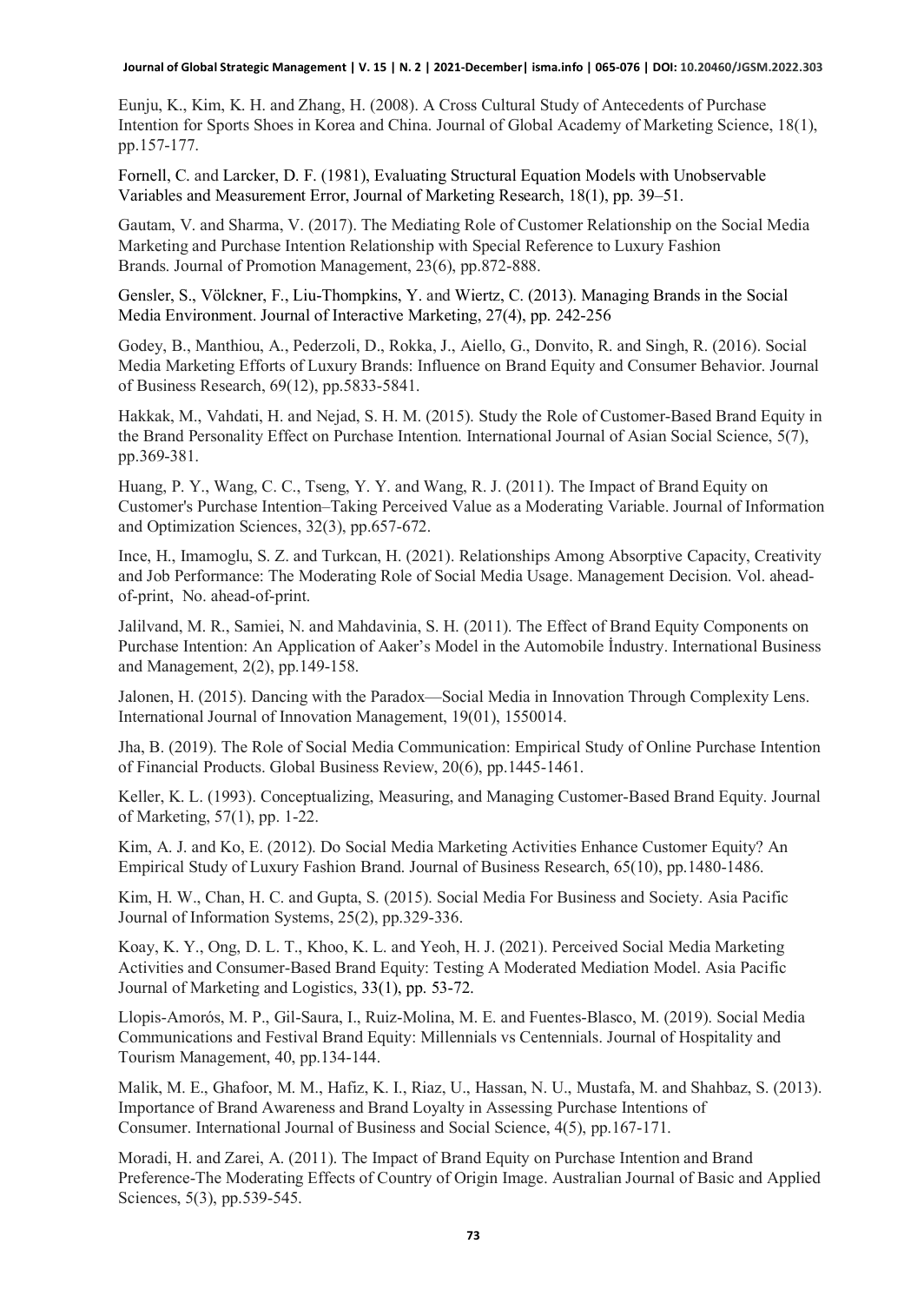Eunju, K., Kim, K. H. and Zhang, H. (2008). A Cross Cultural Study of Antecedents of Purchase Intention for Sports Shoes in Korea and China. Journal of Global Academy of Marketing Science, 18(1), pp.157-177.

Fornell, C. and Larcker, D. F. (1981), Evaluating Structural Equation Models with Unobservable Variables and Measurement Error, Journal of Marketing Research, 18(1), pp. 39–51.

Gautam, V. and Sharma, V. (2017). The Mediating Role of Customer Relationship on the Social Media Marketing and Purchase Intention Relationship with Special Reference to Luxury Fashion Brands. Journal of Promotion Management, 23(6), pp.872-888.

Gensler, S., Völckner, F., Liu-Thompkins, Y. and Wiertz, C. (2013). Managing Brands in the Social Media Environment. Journal of Interactive Marketing, 27(4), pp. 242-256

Godey, B., Manthiou, A., Pederzoli, D., Rokka, J., Aiello, G., Donvito, R. and Singh, R. (2016). Social Media Marketing Efforts of Luxury Brands: Influence on Brand Equity and Consumer Behavior. Journal of Business Research, 69(12), pp.5833-5841.

Hakkak, M., Vahdati, H. and Nejad, S. H. M. (2015). Study the Role of Customer-Based Brand Equity in the Brand Personality Effect on Purchase Intention. International Journal of Asian Social Science, 5(7), pp.369-381.

Huang, P. Y., Wang, C. C., Tseng, Y. Y. and Wang, R. J. (2011). The Impact of Brand Equity on Customer's Purchase Intention–Taking Perceived Value as a Moderating Variable. Journal of Information and Optimization Sciences, 32(3), pp.657-672.

Ince, H., Imamoglu, S. Z. and Turkcan, H. (2021). Relationships Among Absorptive Capacity, Creativity and Job Performance: The Moderating Role of Social Media Usage. Management Decision. Vol. ahead-of-print, No. ahead-of-print.

Jalilvand, M. R., Samiei, N. and Mahdavinia, S. H. (2011). The Effect of Brand Equity Components on Purchase Intention: An Application of Aaker's Model in the Automobile İndustry. International Business and Management, 2(2), pp.149-158.

Jalonen, H. (2015). Dancing with the Paradox—Social Media in Innovation Through Complexity Lens. International Journal of Innovation Management, 19(01), 1550014.

Jha, B. (2019). The Role of Social Media Communication: Empirical Study of Online Purchase Intention of Financial Products. Global Business Review, 20(6), pp.1445-1461.

Keller, K. L. (1993). Conceptualizing, Measuring, and Managing Customer-Based Brand Equity. Journal of Marketing, 57(1), pp. 1-22.

Kim, A. J. and Ko, E. (2012). Do Social Media Marketing Activities Enhance Customer Equity? An Empirical Study of Luxury Fashion Brand. Journal of Business Research, 65(10), pp.1480-1486.

Kim, H. W., Chan, H. C. and Gupta, S. (2015). Social Media For Business and Society. Asia Pacific Journal of Information Systems, 25(2), pp.329-336.

Koay, K. Y., Ong, D. L. T., Khoo, K. L. and Yeoh, H. J. (2021). Perceived Social Media Marketing Activities and Consumer-Based Brand Equity: Testing A Moderated Mediation Model. Asia Pacific Journal of Marketing and Logistics, 33(1), pp. 53-72.

Llopis-Amorós, M. P., Gil-Saura, I., Ruiz-Molina, M. E. and Fuentes-Blasco, M. (2019). Social Media Communications and Festival Brand Equity: Millennials vs Centennials. Journal of Hospitality and Tourism Management, 40, pp.134-144.

Malik, M. E., Ghafoor, M. M., Hafiz, K. I., Riaz, U., Hassan, N. U., Mustafa, M. and Shahbaz, S. (2013). Importance of Brand Awareness and Brand Loyalty in Assessing Purchase Intentions of Consumer. International Journal of Business and Social Science, 4(5), pp.167-171.

Moradi, H. and Zarei, A. (2011). The Impact of Brand Equity on Purchase Intention and Brand Preference-The Moderating Effects of Country of Origin Image. Australian Journal of Basic and Applied Sciences, 5(3), pp.539-545.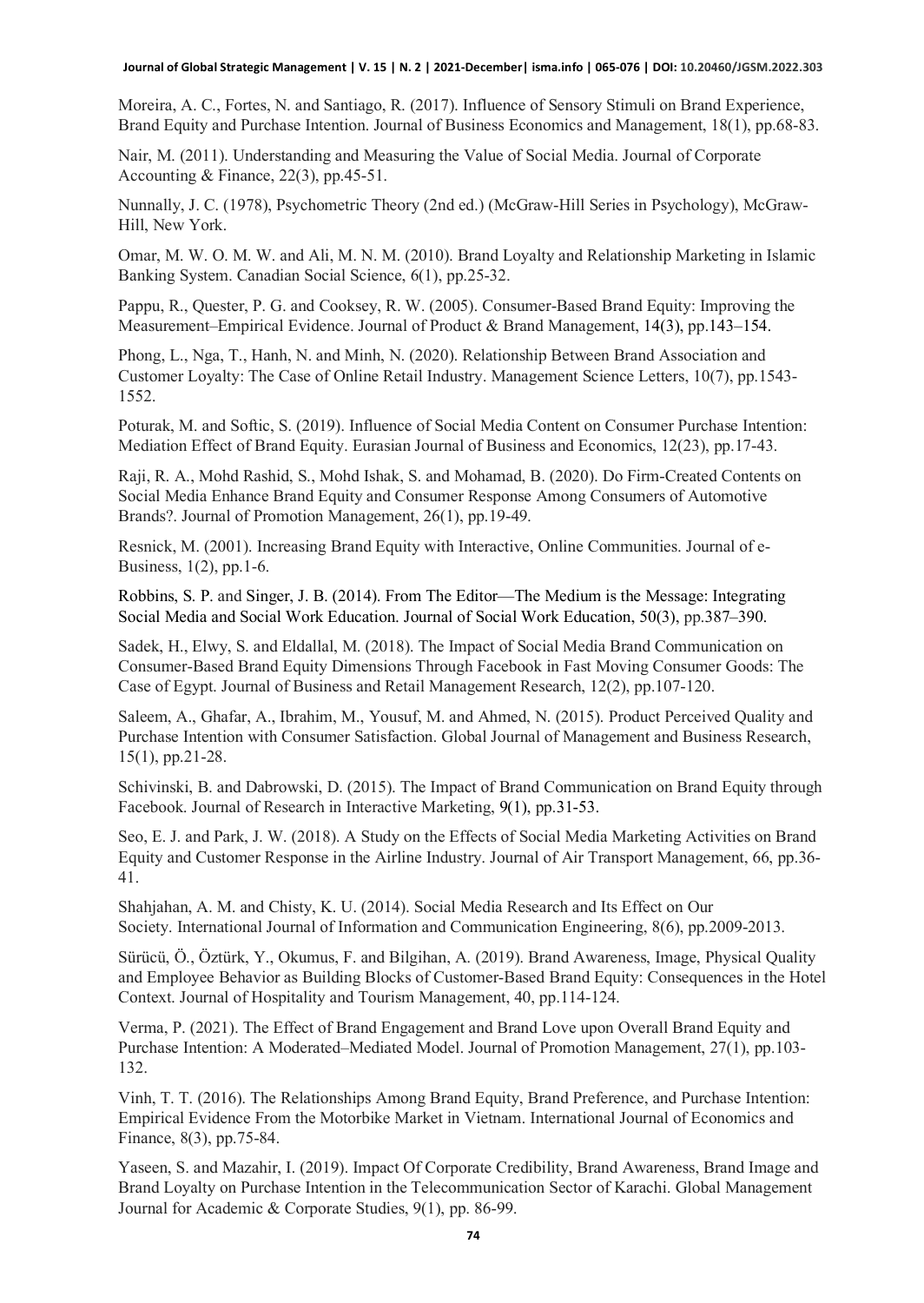Moreira, A. C., Fortes, N. and Santiago, R. (2017). Influence of Sensory Stimuli on Brand Experience, Brand Equity and Purchase Intention. Journal of Business Economics and Management, 18(1), pp.68-83.

Nair, M. (2011). Understanding and Measuring the Value of Social Media. Journal of Corporate Accounting & Finance, 22(3), pp.45-51.

Nunnally, J. C. (1978), Psychometric Theory (2nd ed.) (McGraw-Hill Series in Psychology), McGraw-Hill, New York.

Omar, M. W. O. M. W. and Ali, M. N. M. (2010). Brand Loyalty and Relationship Marketing in Islamic Banking System. Canadian Social Science, 6(1), pp.25-32.

Pappu, R., Quester, P. G. and Cooksey, R. W. (2005). Consumer-Based Brand Equity: Improving the Measurement–Empirical Evidence. Journal of Product & Brand Management, 14(3), pp.143–154.

Phong, L., Nga, T., Hanh, N. and Minh, N. (2020). Relationship Between Brand Association and Customer Loyalty: The Case of Online Retail Industry. Management Science Letters, 10(7), pp.1543-1552.

Poturak, M. and Softic, S. (2019). Influence of Social Media Content on Consumer Purchase Intention: Mediation Effect of Brand Equity. Eurasian Journal of Business and Economics, 12(23), pp.17-43.

Raji, R. A., Mohd Rashid, S., Mohd Ishak, S. and Mohamad, B. (2020). Do Firm-Created Contents on Social Media Enhance Brand Equity and Consumer Response Among Consumers of Automotive Brands?. Journal of Promotion Management, 26(1), pp.19-49.

Resnick, M. (2001). Increasing Brand Equity with Interactive, Online Communities. Journal of e-Business, 1(2), pp.1-6.

Robbins, S. P. and Singer, J. B. (2014). From The Editor—The Medium is the Message: Integrating Social Media and Social Work Education. Journal of Social Work Education, 50(3), pp.387–390.

Sadek, H., Elwy, S. and Eldallal, M. (2018). The Impact of Social Media Brand Communication on Consumer-Based Brand Equity Dimensions Through Facebook in Fast Moving Consumer Goods: The Case of Egypt. Journal of Business and Retail Management Research, 12(2), pp.107-120.

Saleem, A., Ghafar, A., Ibrahim, M., Yousuf, M. and Ahmed, N. (2015). Product Perceived Quality and Purchase Intention with Consumer Satisfaction. Global Journal of Management and Business Research, 15(1), pp.21-28.

Schivinski, B. and Dabrowski, D. (2015). The Impact of Brand Communication on Brand Equity through Facebook. Journal of Research in Interactive Marketing, 9(1), pp.31-53.

Seo, E. J. and Park, J. W. (2018). A Study on the Effects of Social Media Marketing Activities on Brand Equity and Customer Response in the Airline Industry. Journal of Air Transport Management, 66, pp.36-41.

Shahjahan, A. M. and Chisty, K. U. (2014). Social Media Research and Its Effect on Our Society. International Journal of Information and Communication Engineering, 8(6), pp.2009-2013.

Sürücü, Ö., Öztürk, Y., Okumus, F. and Bilgihan, A. (2019). Brand Awareness, Image, Physical Quality and Employee Behavior as Building Blocks of Customer-Based Brand Equity: Consequences in the Hotel Context. Journal of Hospitality and Tourism Management, 40, pp.114-124.

Verma, P. (2021). The Effect of Brand Engagement and Brand Love upon Overall Brand Equity and Purchase Intention: A Moderated–Mediated Model. Journal of Promotion Management, 27(1), pp.103-132.

Vinh, T. T. (2016). The Relationships Among Brand Equity, Brand Preference, and Purchase Intention: Empirical Evidence From the Motorbike Market in Vietnam. International Journal of Economics and Finance, 8(3), pp.75-84.

Yaseen, S. and Mazahir, I. (2019). Impact Of Corporate Credibility, Brand Awareness, Brand Image and Brand Loyalty on Purchase Intention in the Telecommunication Sector of Karachi. Global Management Journal for Academic & Corporate Studies, 9(1), pp. 86-99.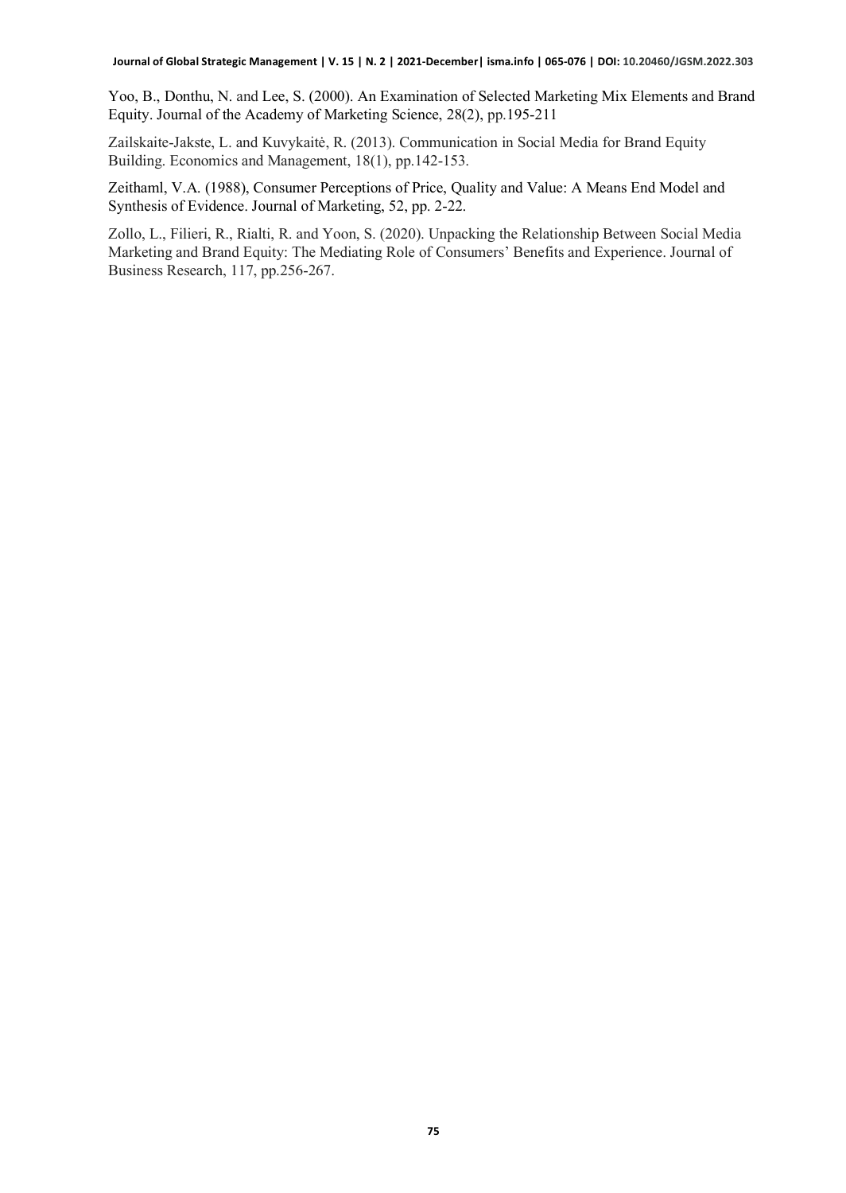Yoo, B., Donthu, N. and Lee, S. (2000). An Examination of Selected Marketing Mix Elements and Brand Equity. Journal of the Academy of Marketing Science, 28(2), pp.195-211

Zailskaite-Jakste, L. and Kuvykaitė, R. (2013). Communication in Social Media for Brand Equity Building. Economics and Management, 18(1), pp.142-153.

Zeithaml, V.A. (1988), Consumer Perceptions of Price, Quality and Value: A Means End Model and Synthesis of Evidence. Journal of Marketing, 52, pp. 2-22.

Zollo, L., Filieri, R., Rialti, R. and Yoon, S. (2020). Unpacking the Relationship Between Social Media Marketing and Brand Equity: The Mediating Role of Consumers' Benefits and Experience. Journal of Business Research, 117, pp.256-267.